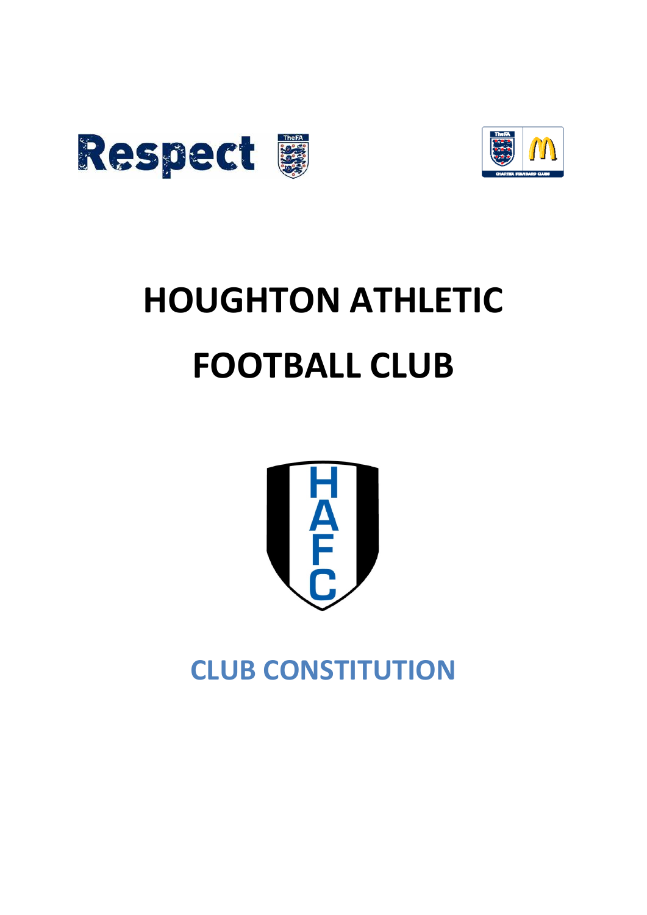# HOUGHTON ATHLETIC FOOTBALL CLUB

## CLUB CONSTITUTION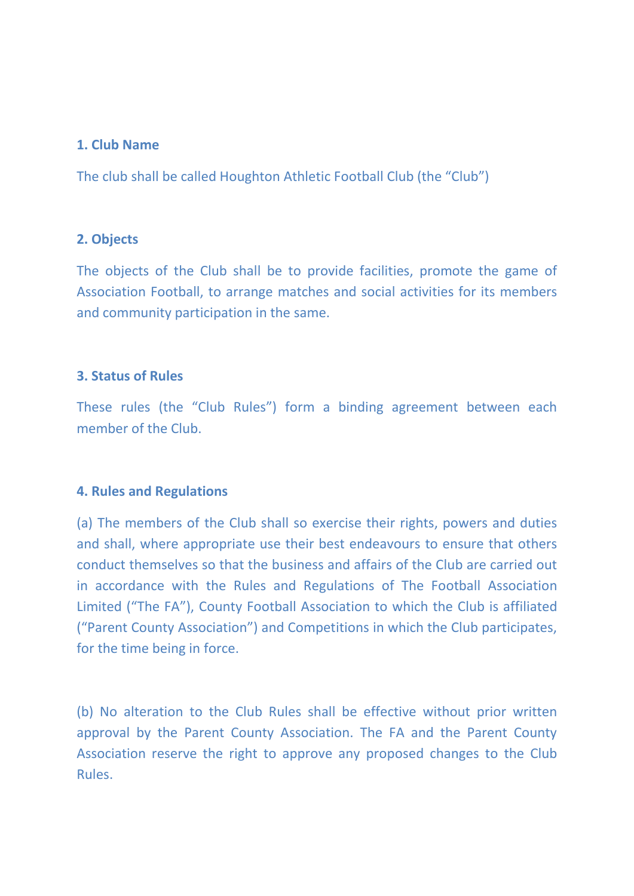**1. Club Name**

The club shall be called Houghton Athletic Football Club (the "Club")

**2. Objects**

The objects of the Club shall be to provide facilities, promote the game of Association Football, to arrange matches and social activities for its members and community participation in the same.

**3. Status of Rules**

These rules (the "Club Rules") form a binding agreement between each member of the Club.

**4. Rules and Regulations**

(a) The members of the Club shall so exercise their rights, powers and duties and shall, where appropriate use their best endeavours to ensure that others conduct themselves so that the business and affairs of the Club are carried out in accordance with the Rules and Regulations of The Football Association Limited ("The FA"), County Football Association to which the Club is affiliated ("Parent County Association") and Competitions in which the Club participates, for the time being in force.

(b) No alteration to the Club Rules shall be effective without prior written approval by the Parent County Association. The FA and the Parent County Association reserve the right to approve any proposed changes to the Club Rules.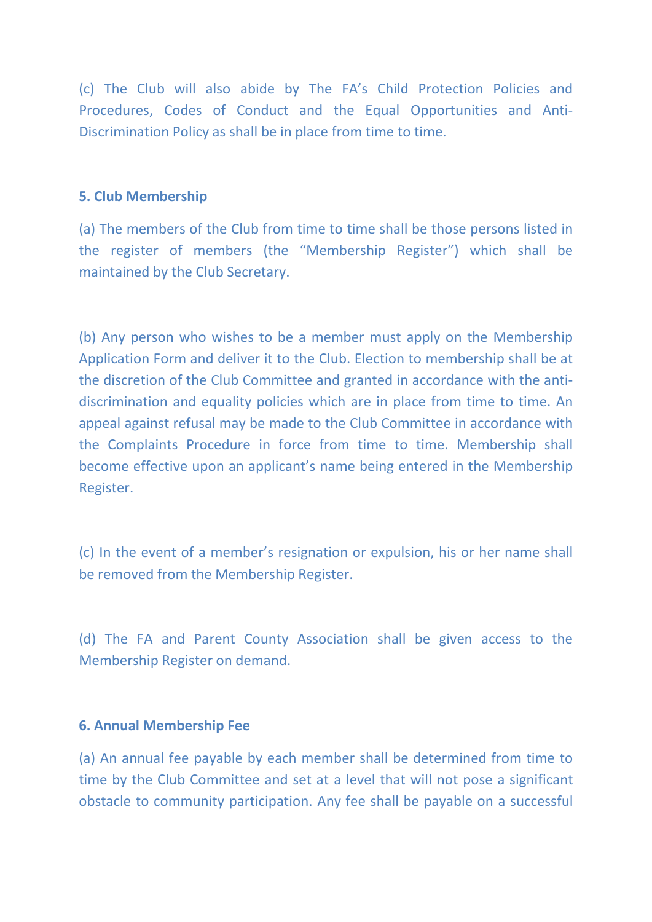(c) The Club will also abide by The FA's Child Protection Policies and Procedures, Codes of Conduct and the Equal Opportunities and Anti-Discrimination Policy as shall be in place from time to time.

## 5. Club Membership

(a) The members of the Club from time to time shall be those persons listed in the register of members (the "Membership Register") which shall be maintained by the Club Secretary.

(b) Any person who wishes to be a member must apply on the Membership Application Form and deliver it to the Club. Election to membership shall be at the discretion of the Club Committee and granted in accordance with the anti-discrimination and equality policies which are in place from time to time. An appeal against refusal may be made to the Club Committee in accordance with the Complaints Procedure in force from time to time. Membership shall become effective upon an applicant's name being entered in the Membership Register.

(c) In the event of a member's resignation or expulsion, his or her name shall be removed from the Membership Register.

(d) The FA and Parent County Association shall be given access to the Membership Register on demand.

## 6. Annual Membership Fee

(a) An annual fee payable by each member shall be determined from time to time by the Club Committee and set at a level that will not pose a significant obstacle to community participation. Any fee shall be payable on a successful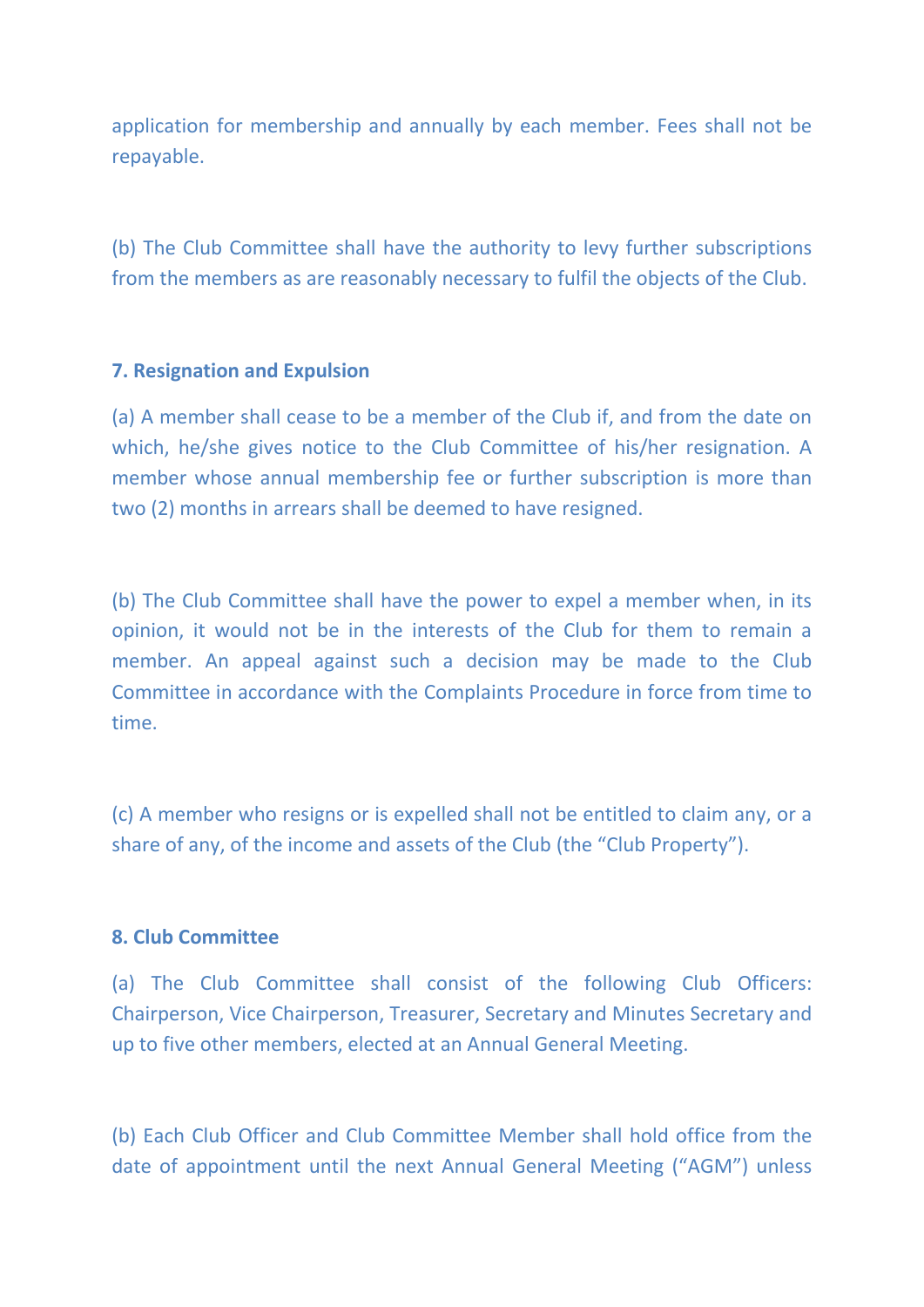application for membership and annually by each member. Fees shall not be repayable.

(b) The Club Committee shall have the authority to levy further subscriptions from the members as are reasonably necessary to fulfil the objects of the Club.

**7. Resignation and Expulsion**

(a) A member shall cease to be a member of the Club if, and from the date on which, he/she gives notice to the Club Committee of his/her resignation. A member whose annual membership fee or further subscription is more than two (2) months in arrears shall be deemed to have resigned.

(b) The Club Committee shall have the power to expel a member when, in its opinion, it would not be in the interests of the Club for them to remain a member. An appeal against such a decision may be made to the Club Committee in accordance with the Complaints Procedure in force from time to time.

(c) A member who resigns or is expelled shall not be entitled to claim any, or a share of any, of the income and assets of the Club (the "Club Property").

**8. Club Committee**

(a) The Club Committee shall consist of the following Club Officers: Chairperson, Vice Chairperson, Treasurer, Secretary and Minutes Secretary and up to five other members, elected at an Annual General Meeting.

(b) Each Club Officer and Club Committee Member shall hold office from the date of appointment until the next Annual General Meeting ("AGM") unless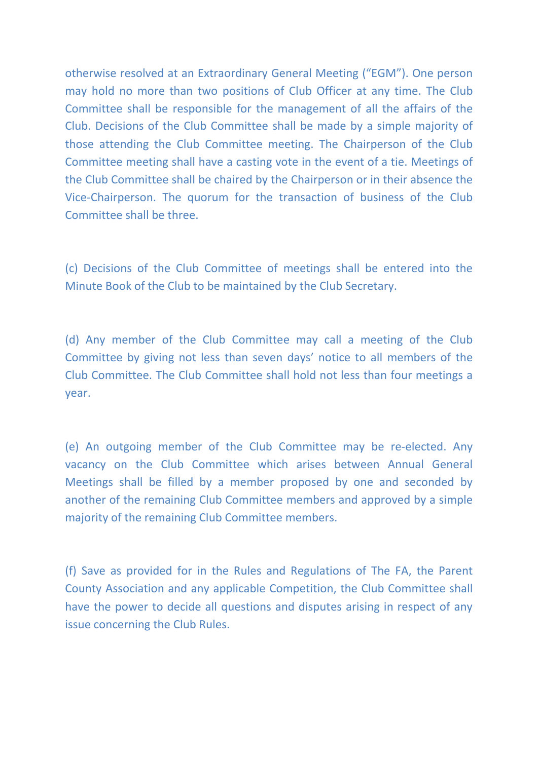otherwise resolved at an Extraordinary General Meeting ("EGM"). One person may hold no more than two positions of Club Officer at any time. The Club Committee shall be responsible for the management of all the affairs of the Club. Decisions of the Club Committee shall be made by a simple majority of those attending the Club Committee meeting. The Chairperson of the Club Committee meeting shall have a casting vote in the event of a tie. Meetings of the Club Committee shall be chaired by the Chairperson or in their absence the Vice-Chairperson. The quorum for the transaction of business of the Club Committee shall be three.

(c) Decisions of the Club Committee of meetings shall be entered into the Minute Book of the Club to be maintained by the Club Secretary.

(d) Any member of the Club Committee may call a meeting of the Club Committee by giving not less than seven days' notice to all members of the Club Committee. The Club Committee shall hold not less than four meetings a year.

(e) An outgoing member of the Club Committee may be re-elected. Any vacancy on the Club Committee which arises between Annual General Meetings shall be filled by a member proposed by one and seconded by another of the remaining Club Committee members and approved by a simple majority of the remaining Club Committee members.

(f) Save as provided for in the Rules and Regulations of The FA, the Parent County Association and any applicable Competition, the Club Committee shall have the power to decide all questions and disputes arising in respect of any issue concerning the Club Rules.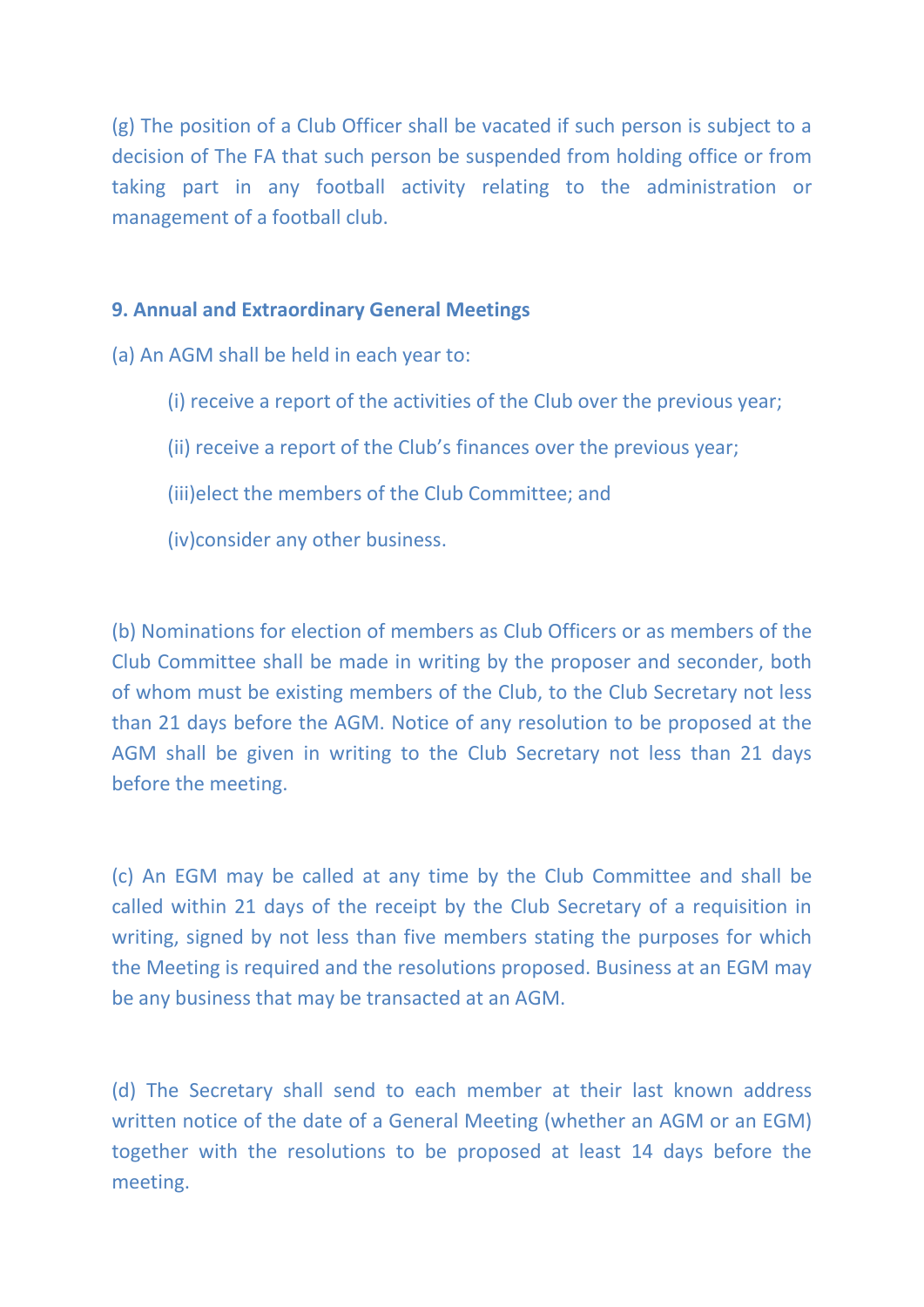(g) The position of a Club Officer shall be vacated if such person is subject to a decision of The FA that such person be suspended from holding office or from taking part in any football activity relating to the administration or management of a football club.

**9. Annual and Extraordinary General Meetings**

(a) An AGM shall be held in each year to:

(i) receive a report of the activities of the Club over the previous year;

(ii) receive a report of the Club's finances over the previous year;

(iii)elect the members of the Club Committee; and

(iv)consider any other business.

(b) Nominations for election of members as Club Officers or as members of the Club Committee shall be made in writing by the proposer and seconder, both of whom must be existing members of the Club, to the Club Secretary not less than 21 days before the AGM. Notice of any resolution to be proposed at the AGM shall be given in writing to the Club Secretary not less than 21 days before the meeting.

(c) An EGM may be called at any time by the Club Committee and shall be called within 21 days of the receipt by the Club Secretary of a requisition in writing, signed by not less than five members stating the purposes for which the Meeting is required and the resolutions proposed. Business at an EGM may be any business that may be transacted at an AGM.

(d) The Secretary shall send to each member at their last known address written notice of the date of a General Meeting (whether an AGM or an EGM) together with the resolutions to be proposed at least 14 days before the meeting.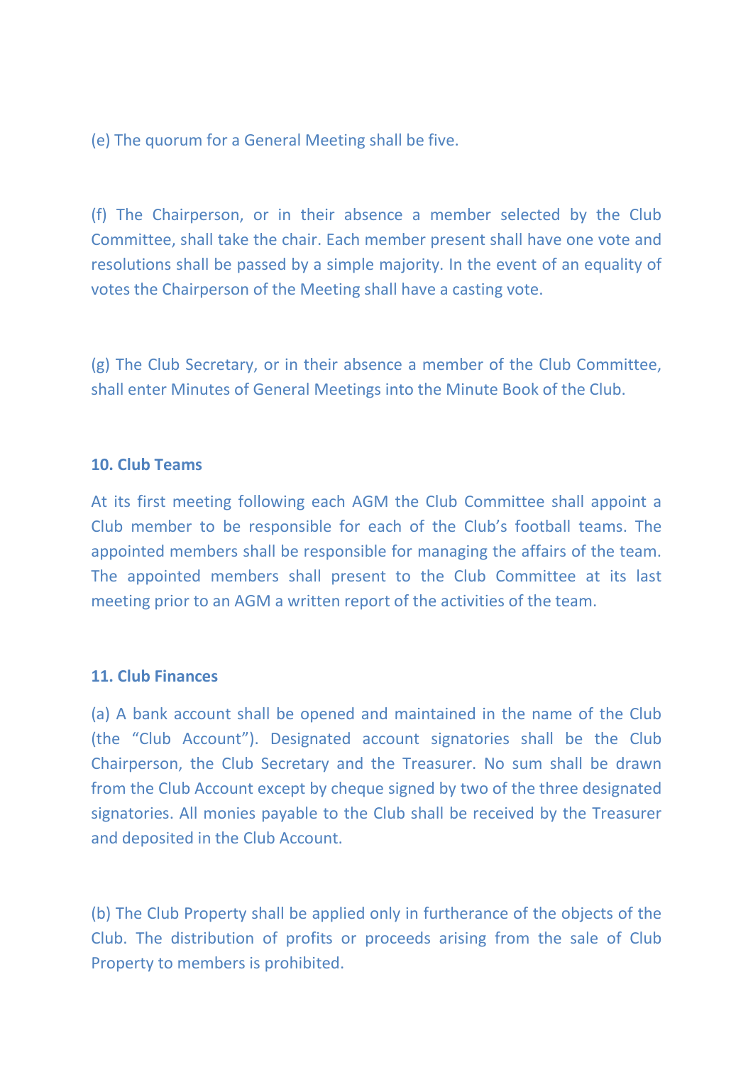(e) The quorum for a General Meeting shall be five.

(f) The Chairperson, or in their absence a member selected by the Club Committee, shall take the chair. Each member present shall have one vote and resolutions shall be passed by a simple majority. In the event of an equality of votes the Chairperson of the Meeting shall have a casting vote.

(g) The Club Secretary, or in their absence a member of the Club Committee, shall enter Minutes of General Meetings into the Minute Book of the Club.

**10. Club Teams**

At its first meeting following each AGM the Club Committee shall appoint a Club member to be responsible for each of the Club's football teams. The appointed members shall be responsible for managing the affairs of the team. The appointed members shall present to the Club Committee at its last meeting prior to an AGM a written report of the activities of the team.

**11. Club Finances**

(a) A bank account shall be opened and maintained in the name of the Club (the "Club Account"). Designated account signatories shall be the Club Chairperson, the Club Secretary and the Treasurer. No sum shall be drawn from the Club Account except by cheque signed by two of the three designated signatories. All monies payable to the Club shall be received by the Treasurer and deposited in the Club Account.

(b) The Club Property shall be applied only in furtherance of the objects of the Club. The distribution of profits or proceeds arising from the sale of Club Property to members is prohibited.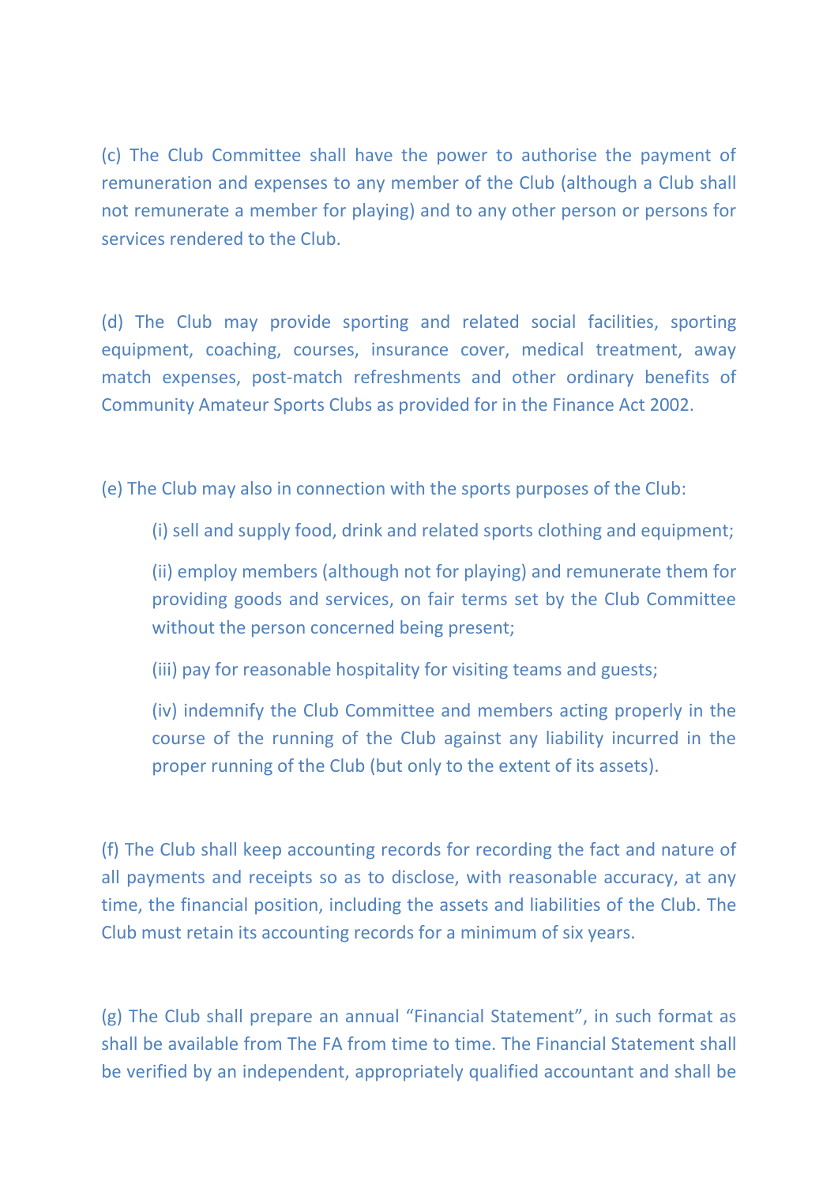(c) The Club Committee shall have the power to authorise the payment of remuneration and expenses to any member of the Club (although a Club shall not remunerate a member for playing) and to any other person or persons for services rendered to the Club.

(d) The Club may provide sporting and related social facilities, sporting equipment, coaching, courses, insurance cover, medical treatment, away match expenses, post-match refreshments and other ordinary benefits of Community Amateur Sports Clubs as provided for in the Finance Act 2002.

(e) The Club may also in connection with the sports purposes of the Club:

(i) sell and supply food, drink and related sports clothing and equipment;

(ii) employ members (although not for playing) and remunerate them for providing goods and services, on fair terms set by the Club Committee without the person concerned being present;

(iii) pay for reasonable hospitality for visiting teams and guests;

(iv) indemnify the Club Committee and members acting properly in the course of the running of the Club against any liability incurred in the proper running of the Club (but only to the extent of its assets).

(f) The Club shall keep accounting records for recording the fact and nature of all payments and receipts so as to disclose, with reasonable accuracy, at any time, the financial position, including the assets and liabilities of the Club. The Club must retain its accounting records for a minimum of six years.

(g) The Club shall prepare an annual "Financial Statement", in such format as shall be available from The FA from time to time. The Financial Statement shall be verified by an independent, appropriately qualified accountant and shall be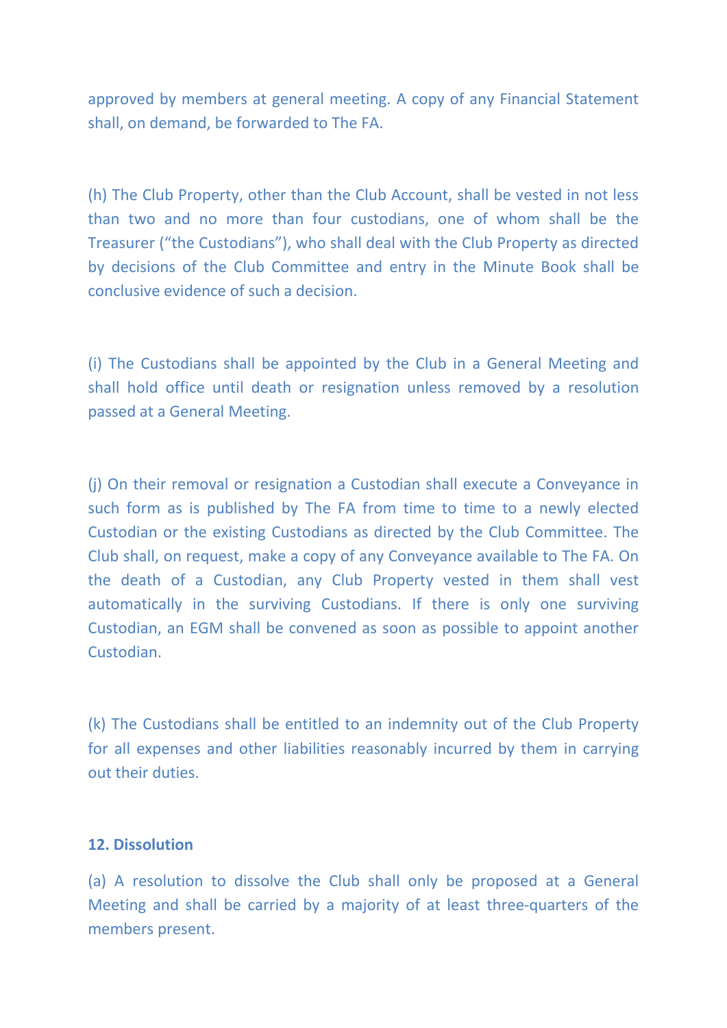approved by members at general meeting. A copy of any Financial Statement shall, on demand, be forwarded to The FA.

(h) The Club Property, other than the Club Account, shall be vested in not less than two and no more than four custodians, one of whom shall be the Treasurer ("the Custodians"), who shall deal with the Club Property as directed by decisions of the Club Committee and entry in the Minute Book shall be conclusive evidence of such a decision.

(i) The Custodians shall be appointed by the Club in a General Meeting and shall hold office until death or resignation unless removed by a resolution passed at a General Meeting.

(j) On their removal or resignation a Custodian shall execute a Conveyance in such form as is published by The FA from time to time to a newly elected Custodian or the existing Custodians as directed by the Club Committee. The Club shall, on request, make a copy of any Conveyance available to The FA. On the death of a Custodian, any Club Property vested in them shall vest automatically in the surviving Custodians. If there is only one surviving Custodian, an EGM shall be convened as soon as possible to appoint another Custodian.

(k) The Custodians shall be entitled to an indemnity out of the Club Property for all expenses and other liabilities reasonably incurred by them in carrying out their duties.

**12. Dissolution**

(a) A resolution to dissolve the Club shall only be proposed at a General Meeting and shall be carried by a majority of at least three-quarters of the members present.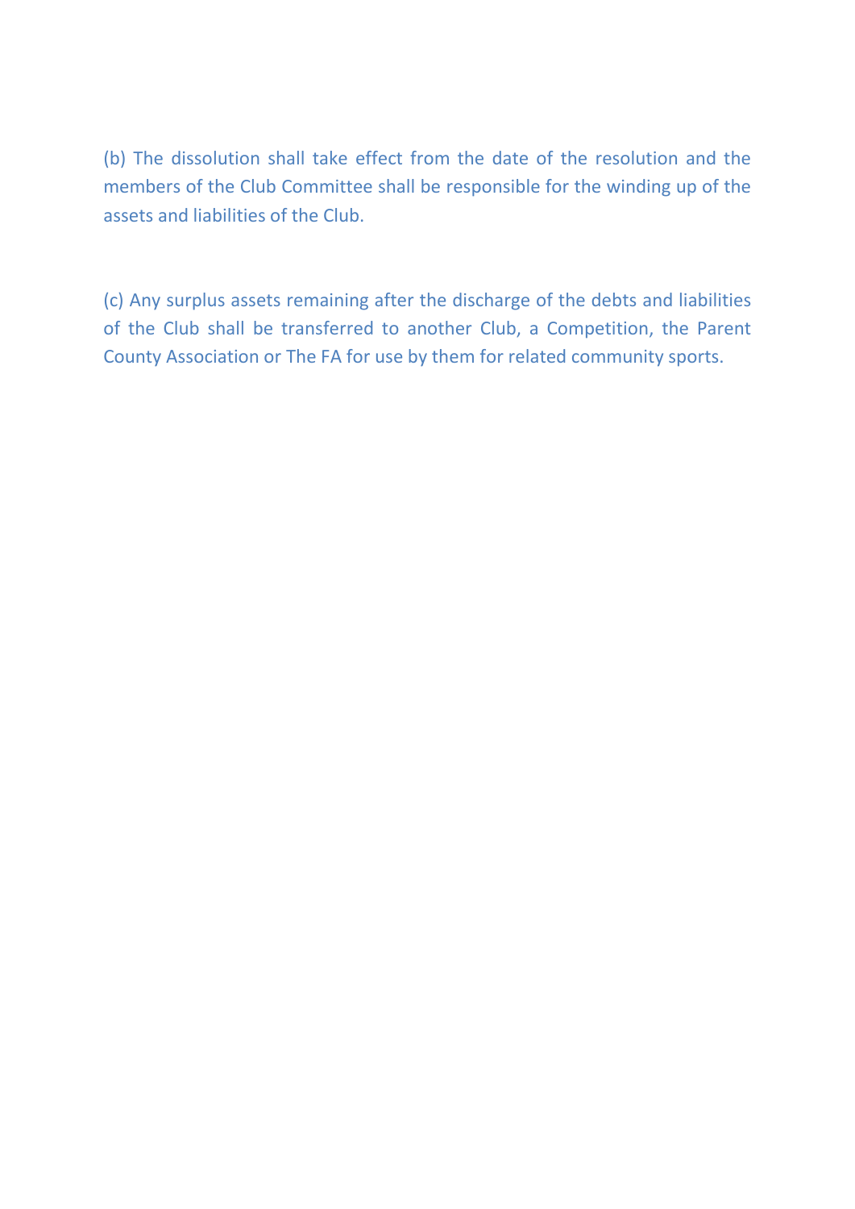(b) The dissolution shall take effect from the date of the resolution and the members of the Club Committee shall be responsible for the winding up of the assets and liabilities of the Club.

(c) Any surplus assets remaining after the discharge of the debts and liabilities of the Club shall be transferred to another Club, a Competition, the Parent County Association or The FA for use by them for related community sports.